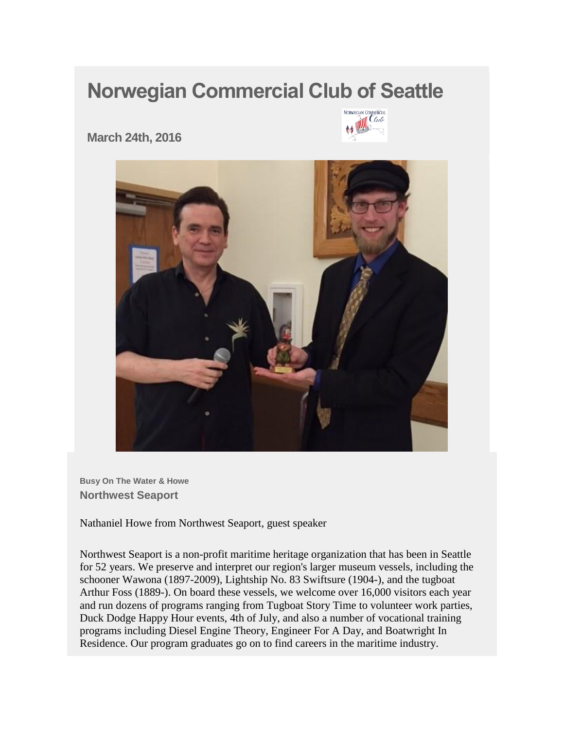# Norwegian Commercial Club of Seattle

**March 24th, 2016**

**Busy On The Water & Howe**

### Northwest Seaport

Nathaniel Howe from Northwest Seaport, guest speaker

Northwest Seaport is a non-profit maritime heritage organization that has been in Seattle for 52 years. We preserve and interpret our region's larger museum vessels, including the schooner Wawona (1897-2009), Lightship No. 83 Swiftsure (1904-), and the tugboat Arthur Foss (1889-). On board these vessels, we welcome over 16,000 visitors each year and run dozens of programs ranging from Tugboat Story Time to volunteer work parties, Duck Dodge Happy Hour events, 4th of July, and also a number of vocational training programs including Diesel Engine Theory, Engineer For A Day, and Boatwright In Residence. Our program graduates go on to find careers in the maritime industry.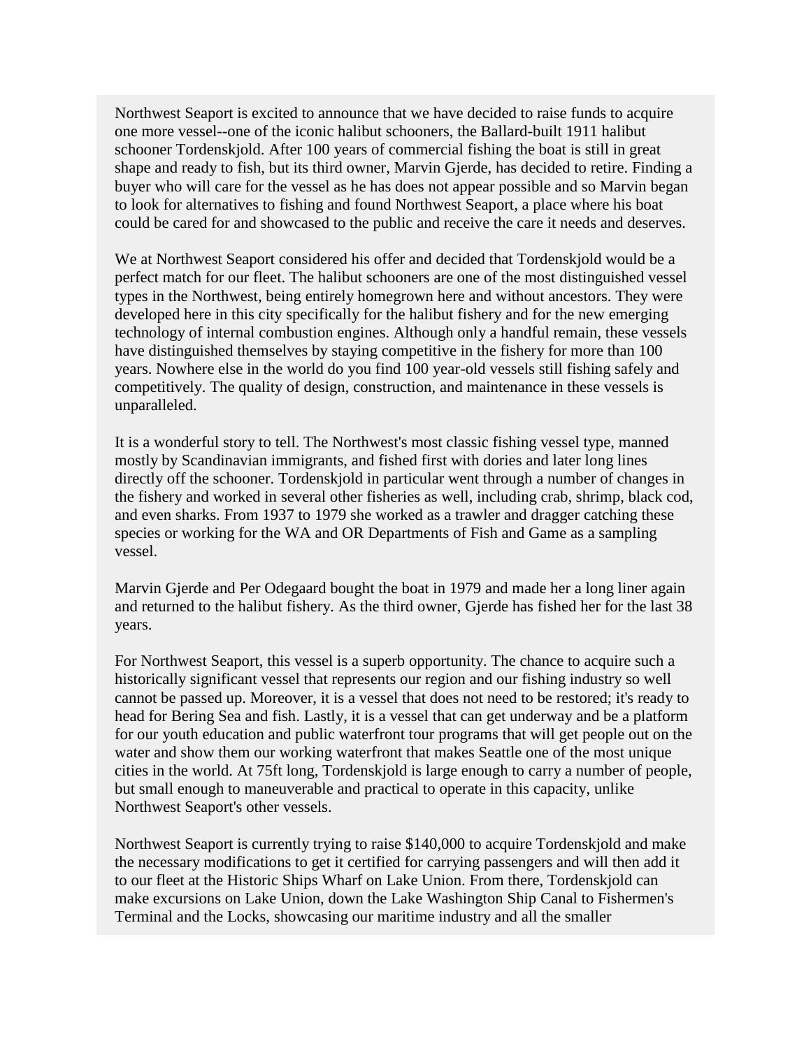Northwest Seaport is excited to announce that we have decided to raise funds to acquire one more vessel--one of the iconic halibut schooners, the Ballard-built 1911 halibut schooner Tordenskjold. After 100 years of commercial fishing the boat is still in great shape and ready to fish, but its third owner, Marvin Gjerde, has decided to retire. Finding a buyer who will care for the vessel as he has does not appear possible and so Marvin began to look for alternatives to fishing and found Northwest Seaport, a place where his boat could be cared for and showcased to the public and receive the care it needs and deserves.

We at Northwest Seaport considered his offer and decided that Tordenskjold would be a perfect match for our fleet. The halibut schooners are one of the most distinguished vessel types in the Northwest, being entirely homegrown here and without ancestors. They were developed here in this city specifically for the halibut fishery and for the new emerging technology of internal combustion engines. Although only a handful remain, these vessels have distinguished themselves by staying competitive in the fishery for more than 100 years. Nowhere else in the world do you find 100 year-old vessels still fishing safely and competitively. The quality of design, construction, and maintenance in these vessels is unparalleled.

It is a wonderful story to tell. The Northwest's most classic fishing vessel type, manned mostly by Scandinavian immigrants, and fished first with dories and later long lines directly off the schooner. Tordenskjold in particular went through a number of changes in the fishery and worked in several other fisheries as well, including crab, shrimp, black cod, and even sharks. From 1937 to 1979 she worked as a trawler and dragger catching these species or working for the WA and OR Departments of Fish and Game as a sampling vessel.

Marvin Gjerde and Per Odegaard bought the boat in 1979 and made her a long liner again and returned to the halibut fishery. As the third owner, Gjerde has fished her for the last 38 years.

For Northwest Seaport, this vessel is a superb opportunity. The chance to acquire such a historically significant vessel that represents our region and our fishing industry so well cannot be passed up. Moreover, it is a vessel that does not need to be restored; it's ready to head for Bering Sea and fish. Lastly, it is a vessel that can get underway and be a platform for our youth education and public waterfront tour programs that will get people out on the water and show them our working waterfront that makes Seattle one of the most unique cities in the world. At 75ft long, Tordenskjold is large enough to carry a number of people, but small enough to maneuverable and practical to operate in this capacity, unlike Northwest Seaport's other vessels.

Northwest Seaport is currently trying to raise $140,000 to acquire Tordenskjold and make the necessary modifications to get it certified for carrying passengers and will then add it to our fleet at the Historic Ships Wharf on Lake Union. From there, Tordenskjold can make excursions on Lake Union, down the Lake Washington Ship Canal to Fishermen's Terminal and the Locks, showcasing our maritime industry and all the smaller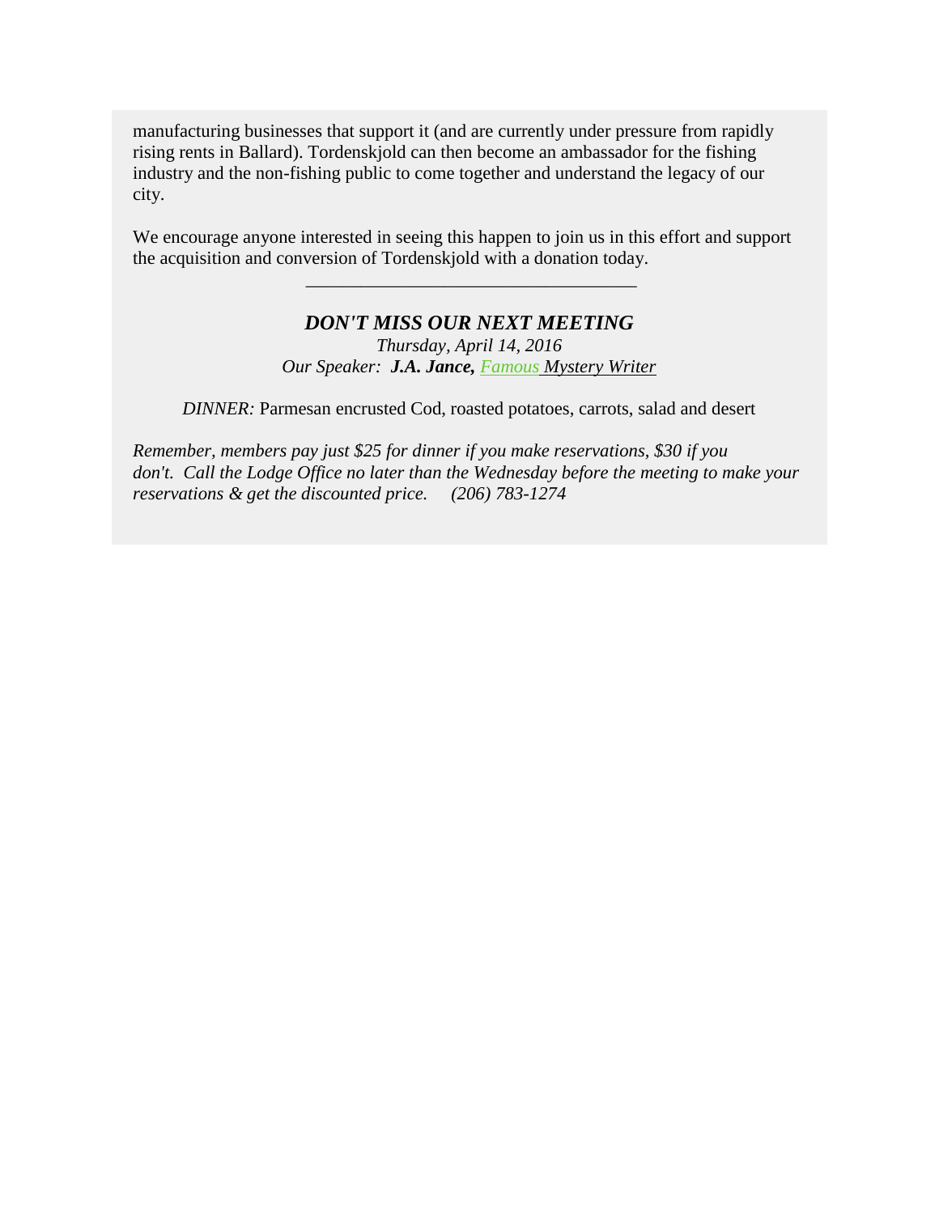manufacturing businesses that support it (and are currently under pressure from rapidly rising rents in Ballard). Tordenskjold can then become an ambassador for the fishing industry and the non-fishing public to come together and understand the legacy of our city.

We encourage anyone interested in seeing this happen to join us in this effort and support the acquisition and conversion of Tordenskjold with a donation today.

___________________________________

***DON'T MISS OUR NEXT MEETING***

*Thursday, April 14, 2016*

*Our Speaker:* ***J.A. Jance,*** *Famous Mystery Writer*

*DINNER:* Parmesan encrusted Cod, roasted potatoes, carrots, salad and desert

*Remember, members pay just $25 for dinner if you make reservations, $30 if you don't. Call the Lodge Office no later than the Wednesday before the meeting to make your reservations & get the discounted price. (206) 783-1274*